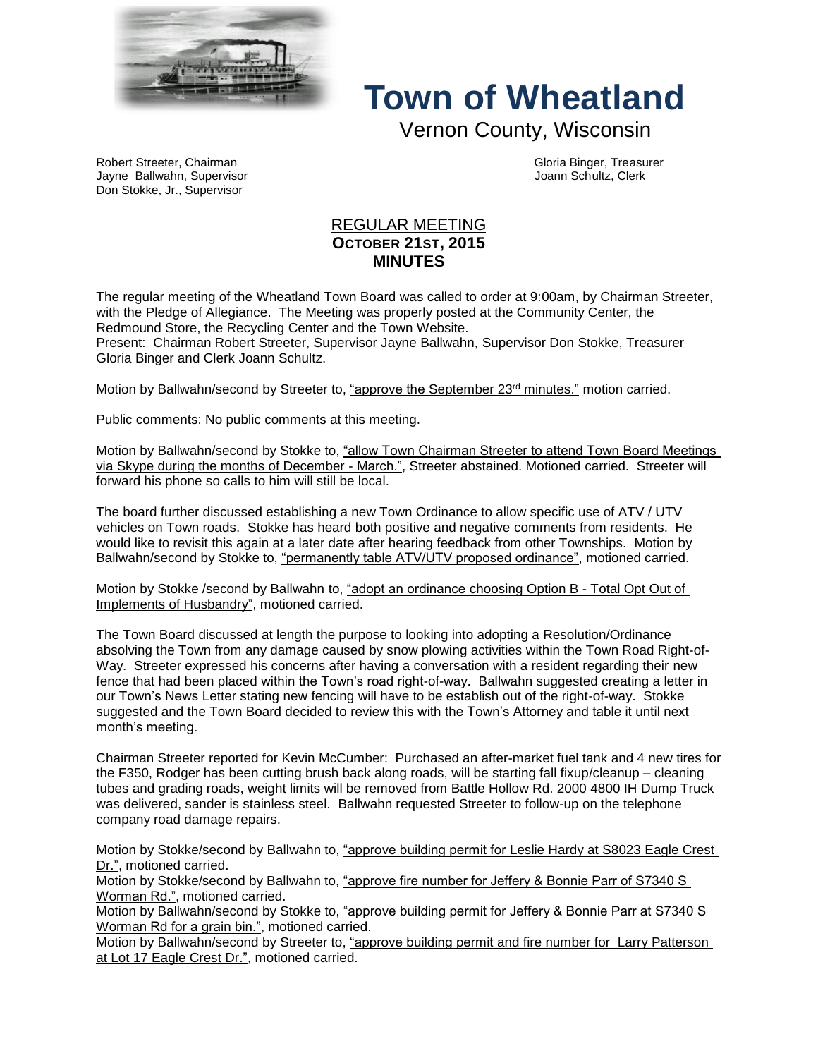# Town of Wheatland

Vernon County, Wisconsin

Robert Streeter, Chairman
Jayne Ballwahn, Supervisor
Don Stokke, Jr., Supervisor

Gloria Binger, Treasurer
Joann Schultz, Clerk

## REGULAR MEETING
## OCTOBER 21ST, 2015
## MINUTES

The regular meeting of the Wheatland Town Board was called to order at 9:00am, by Chairman Streeter, with the Pledge of Allegiance. The Meeting was properly posted at the Community Center, the Redmound Store, the Recycling Center and the Town Website.
Present: Chairman Robert Streeter, Supervisor Jayne Ballwahn, Supervisor Don Stokke, Treasurer Gloria Binger and Clerk Joann Schultz.

Motion by Ballwahn/second by Streeter to, "approve the September 23rd minutes." motion carried.

Public comments: No public comments at this meeting.

Motion by Ballwahn/second by Stokke to, "allow Town Chairman Streeter to attend Town Board Meetings via Skype during the months of December - March.", Streeter abstained. Motioned carried. Streeter will forward his phone so calls to him will still be local.

The board further discussed establishing a new Town Ordinance to allow specific use of ATV / UTV vehicles on Town roads. Stokke has heard both positive and negative comments from residents. He would like to revisit this again at a later date after hearing feedback from other Townships. Motion by Ballwahn/second by Stokke to, "permanently table ATV/UTV proposed ordinance", motioned carried.

Motion by Stokke /second by Ballwahn to, "adopt an ordinance choosing Option B - Total Opt Out of Implements of Husbandry", motioned carried.

The Town Board discussed at length the purpose to looking into adopting a Resolution/Ordinance absolving the Town from any damage caused by snow plowing activities within the Town Road Right-of-Way. Streeter expressed his concerns after having a conversation with a resident regarding their new fence that had been placed within the Town's road right-of-way. Ballwahn suggested creating a letter in our Town's News Letter stating new fencing will have to be establish out of the right-of-way. Stokke suggested and the Town Board decided to review this with the Town's Attorney and table it until next month's meeting.

Chairman Streeter reported for Kevin McCumber: Purchased an after-market fuel tank and 4 new tires for the F350, Rodger has been cutting brush back along roads, will be starting fall fixup/cleanup – cleaning tubes and grading roads, weight limits will be removed from Battle Hollow Rd. 2000 4800 IH Dump Truck was delivered, sander is stainless steel. Ballwahn requested Streeter to follow-up on the telephone company road damage repairs.

Motion by Stokke/second by Ballwahn to, "approve building permit for Leslie Hardy at S8023 Eagle Crest Dr.", motioned carried.
Motion by Stokke/second by Ballwahn to, "approve fire number for Jeffery & Bonnie Parr of S7340 S Worman Rd.", motioned carried.
Motion by Ballwahn/second by Stokke to, "approve building permit for Jeffery & Bonnie Parr at S7340 S Worman Rd for a grain bin.", motioned carried.
Motion by Ballwahn/second by Streeter to, "approve building permit and fire number for Larry Patterson at Lot 17 Eagle Crest Dr.", motioned carried.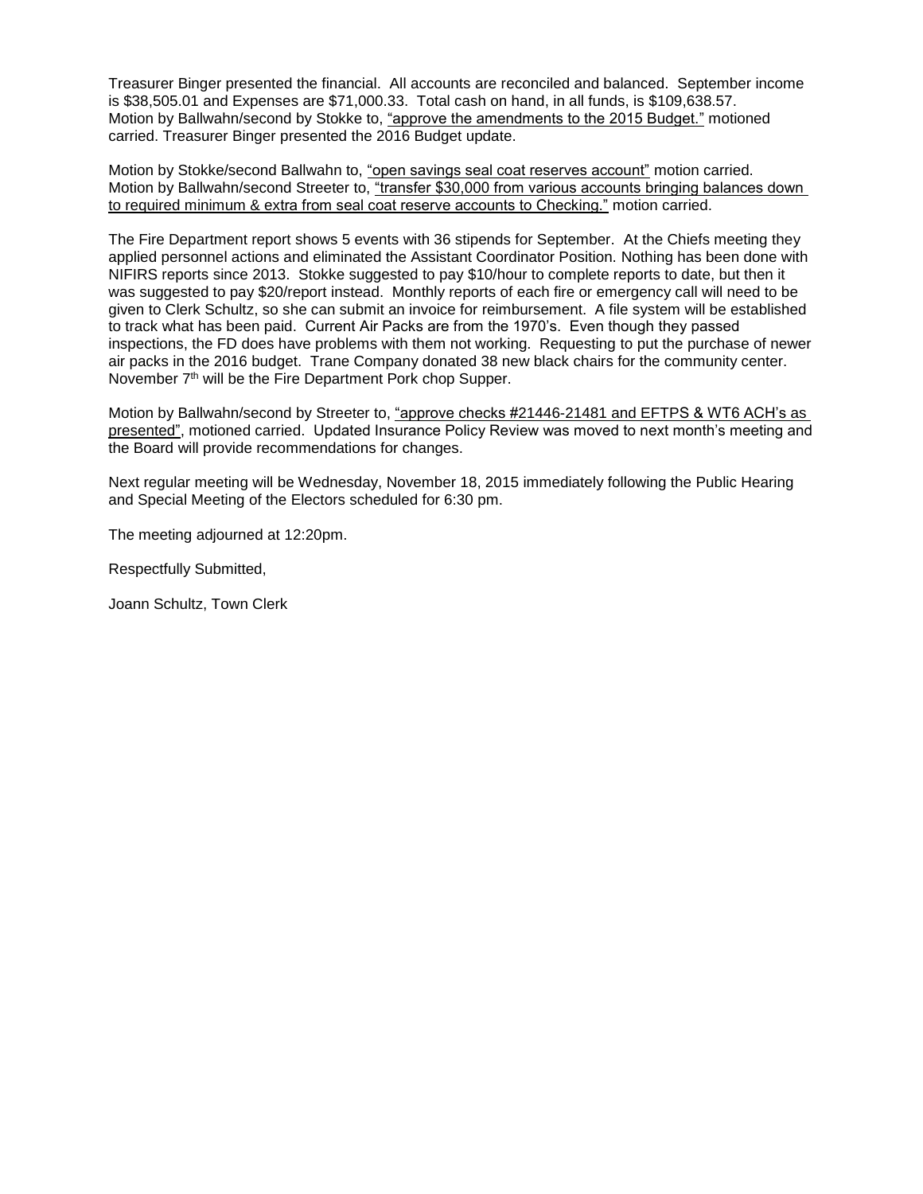Treasurer Binger presented the financial. All accounts are reconciled and balanced. September income is $38,505.01 and Expenses are $71,000.33. Total cash on hand, in all funds, is $109,638.57. Motion by Ballwahn/second by Stokke to, <u>"approve the amendments to the 2015 Budget."</u> motioned carried. Treasurer Binger presented the 2016 Budget update.

Motion by Stokke/second Ballwahn to, <u>"open savings seal coat reserves account"</u> motion carried. Motion by Ballwahn/second Streeter to, <u>"transfer $30,000 from various accounts bringing balances down to required minimum & extra from seal coat reserve accounts to Checking."</u> motion carried.

The Fire Department report shows 5 events with 36 stipends for September. At the Chiefs meeting they applied personnel actions and eliminated the Assistant Coordinator Position. Nothing has been done with NIFIRS reports since 2013. Stokke suggested to pay $10/hour to complete reports to date, but then it was suggested to pay $20/report instead. Monthly reports of each fire or emergency call will need to be given to Clerk Schultz, so she can submit an invoice for reimbursement. A file system will be established to track what has been paid. Current Air Packs are from the 1970's. Even though they passed inspections, the FD does have problems with them not working. Requesting to put the purchase of newer air packs in the 2016 budget. Trane Company donated 38 new black chairs for the community center. November 7th will be the Fire Department Pork chop Supper.

Motion by Ballwahn/second by Streeter to, <u>"approve checks #21446-21481 and EFTPS & WT6 ACH's as presented"</u>, motioned carried. Updated Insurance Policy Review was moved to next month's meeting and the Board will provide recommendations for changes.

Next regular meeting will be Wednesday, November 18, 2015 immediately following the Public Hearing and Special Meeting of the Electors scheduled for 6:30 pm.

The meeting adjourned at 12:20pm.

Respectfully Submitted,

Joann Schultz, Town Clerk